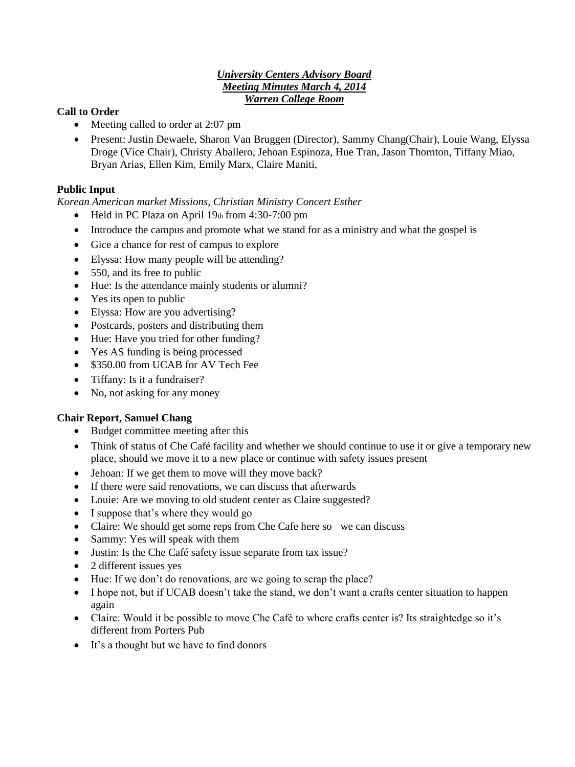***University Centers Advisory Board***
***Meeting Minutes March 4, 2014***
***Warren College Room***

**Call to Order**

- Meeting called to order at 2:07 pm
- Present: Justin Dewaele, Sharon Van Bruggen (Director), Sammy Chang(Chair), Louie Wang, Elyssa Droge (Vice Chair), Christy Aballero, Jehoan Espinoza, Hue Tran, Jason Thornton, Tiffany Miao, Bryan Arias, Ellen Kim, Emily Marx, Claire Maniti,

**Public Input**

*Korean American market Missions, Christian Ministry Concert Esther*

- Held in PC Plaza on April 19th from 4:30-7:00 pm
- Introduce the campus and promote what we stand for as a ministry and what the gospel is
- Gice a chance for rest of campus to explore
- Elyssa: How many people will be attending?
- 550, and its free to public
- Hue: Is the attendance mainly students or alumni?
- Yes its open to public
- Elyssa: How are you advertising?
- Postcards, posters and distributing them
- Hue: Have you tried for other funding?
- Yes AS funding is being processed
- $350.00 from UCAB for AV Tech Fee
- Tiffany: Is it a fundraiser?
- No, not asking for any money

**Chair Report, Samuel Chang**

- Budget committee meeting after this
- Think of status of Che Café facility and whether we should continue to use it or give a temporary new place, should we move it to a new place or continue with safety issues present
- Jehoan: If we get them to move will they move back?
- If there were said renovations, we can discuss that afterwards
- Louie: Are we moving to old student center as Claire suggested?
- I suppose that's where they would go
- Claire: We should get some reps from Che Cafe here so we can discuss
- Sammy: Yes will speak with them
- Justin: Is the Che Café safety issue separate from tax issue?
- 2 different issues yes
- Hue: If we don't do renovations, are we going to scrap the place?
- I hope not, but if UCAB doesn't take the stand, we don't want a crafts center situation to happen again
- Claire: Would it be possible to move Che Café to where crafts center is? Its straightedge so it's different from Porters Pub
- It's a thought but we have to find donors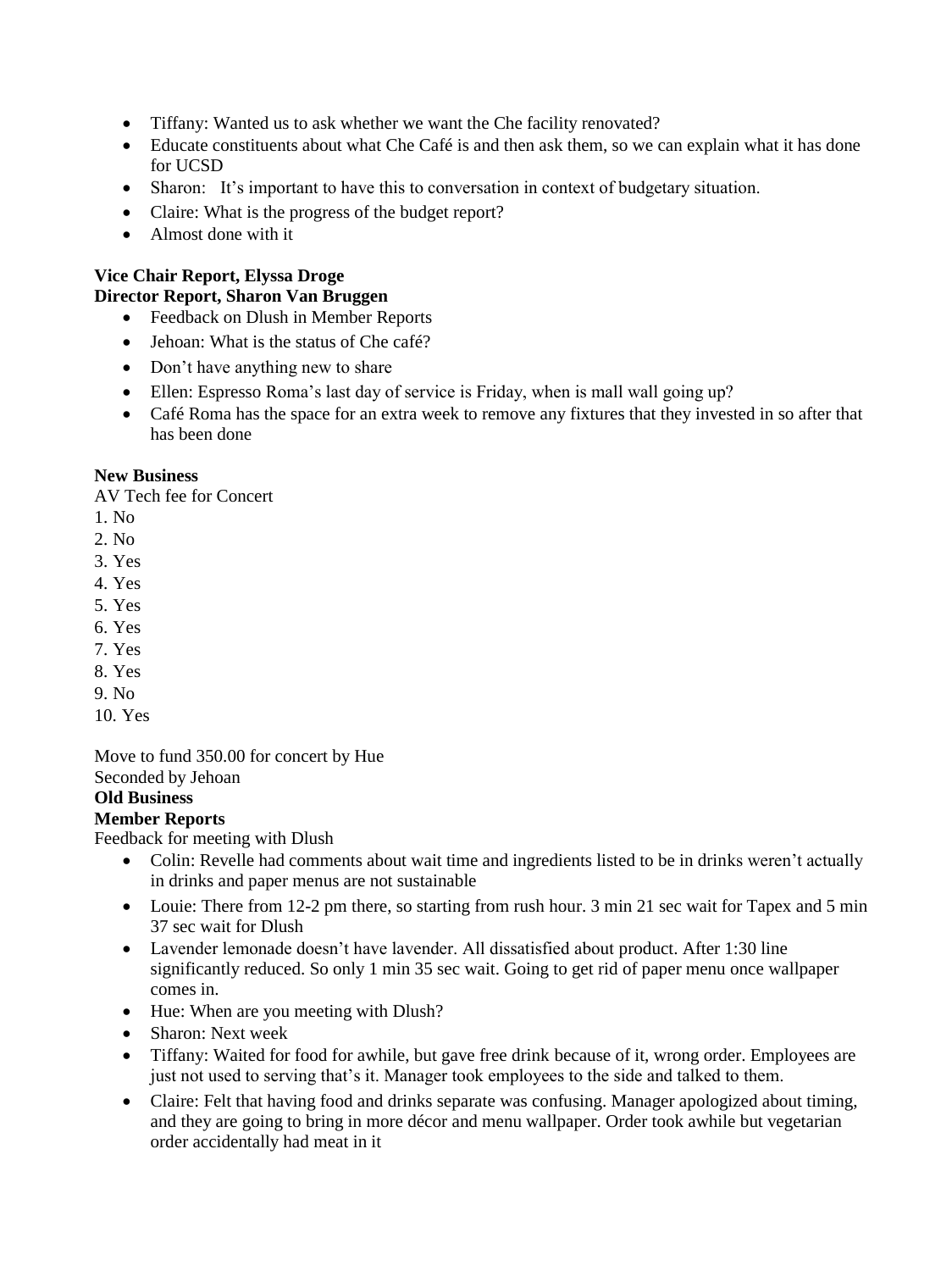- Tiffany: Wanted us to ask whether we want the Che facility renovated?
- Educate constituents about what Che Café is and then ask them, so we can explain what it has done for UCSD
- Sharon: It's important to have this to conversation in context of budgetary situation.
- Claire: What is the progress of the budget report?
- Almost done with it

**Vice Chair Report, Elyssa Droge**

**Director Report, Sharon Van Bruggen**

- Feedback on Dlush in Member Reports
- Jehoan: What is the status of Che café?
- Don't have anything new to share
- Ellen: Espresso Roma's last day of service is Friday, when is mall wall going up?
- Café Roma has the space for an extra week to remove any fixtures that they invested in so after that has been done

**New Business**

AV Tech fee for Concert

1. No
2. No
3. Yes
4. Yes
5. Yes
6. Yes
7. Yes
8. Yes
9. No
10. Yes

Move to fund 350.00 for concert by Hue

Seconded by Jehoan

**Old Business**

**Member Reports**

Feedback for meeting with Dlush

- Colin: Revelle had comments about wait time and ingredients listed to be in drinks weren't actually in drinks and paper menus are not sustainable
- Louie: There from 12-2 pm there, so starting from rush hour. 3 min 21 sec wait for Tapex and 5 min 37 sec wait for Dlush
- Lavender lemonade doesn't have lavender. All dissatisfied about product. After 1:30 line significantly reduced. So only 1 min 35 sec wait. Going to get rid of paper menu once wallpaper comes in.
- Hue: When are you meeting with Dlush?
- Sharon: Next week
- Tiffany: Waited for food for awhile, but gave free drink because of it, wrong order. Employees are just not used to serving that's it. Manager took employees to the side and talked to them.
- Claire: Felt that having food and drinks separate was confusing. Manager apologized about timing, and they are going to bring in more décor and menu wallpaper. Order took awhile but vegetarian order accidentally had meat in it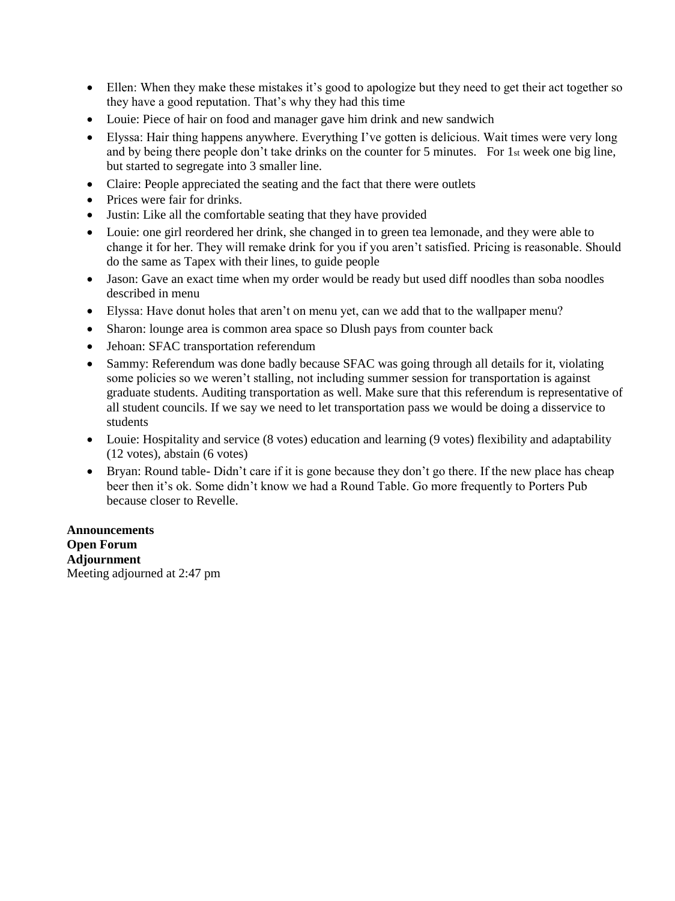- Ellen: When they make these mistakes it's good to apologize but they need to get their act together so they have a good reputation. That's why they had this time
- Louie: Piece of hair on food and manager gave him drink and new sandwich
- Elyssa: Hair thing happens anywhere. Everything I've gotten is delicious. Wait times were very long and by being there people don't take drinks on the counter for 5 minutes. For 1st week one big line, but started to segregate into 3 smaller line.
- Claire: People appreciated the seating and the fact that there were outlets
- Prices were fair for drinks.
- Justin: Like all the comfortable seating that they have provided
- Louie: one girl reordered her drink, she changed in to green tea lemonade, and they were able to change it for her. They will remake drink for you if you aren't satisfied. Pricing is reasonable. Should do the same as Tapex with their lines, to guide people
- Jason: Gave an exact time when my order would be ready but used diff noodles than soba noodles described in menu
- Elyssa: Have donut holes that aren't on menu yet, can we add that to the wallpaper menu?
- Sharon: lounge area is common area space so Dlush pays from counter back
- Jehoan: SFAC transportation referendum
- Sammy: Referendum was done badly because SFAC was going through all details for it, violating some policies so we weren't stalling, not including summer session for transportation is against graduate students. Auditing transportation as well. Make sure that this referendum is representative of all student councils. If we say we need to let transportation pass we would be doing a disservice to students
- Louie: Hospitality and service (8 votes) education and learning (9 votes) flexibility and adaptability (12 votes), abstain (6 votes)
- Bryan: Round table- Didn't care if it is gone because they don't go there. If the new place has cheap beer then it's ok. Some didn't know we had a Round Table. Go more frequently to Porters Pub because closer to Revelle.

**Announcements**

**Open Forum**

**Adjournment**

Meeting adjourned at 2:47 pm